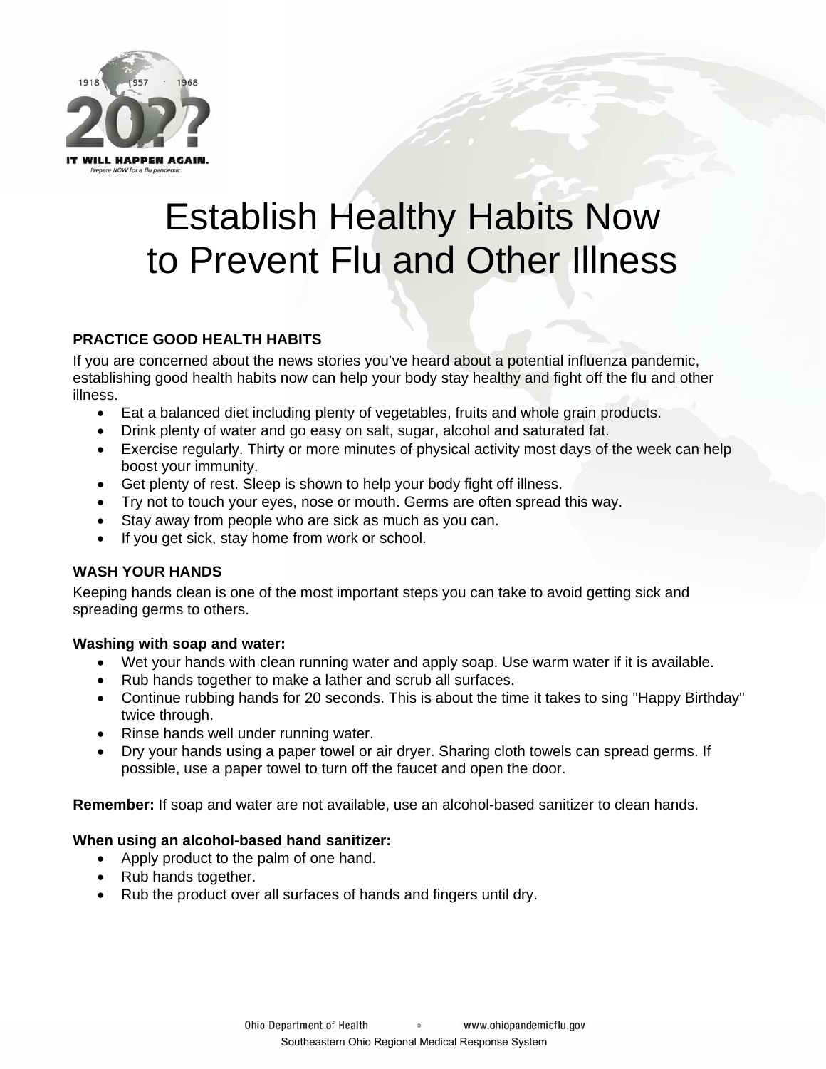# Establish Healthy Habits Now to Prevent Flu and Other Illness

## PRACTICE GOOD HEALTH HABITS

If you are concerned about the news stories you've heard about a potential influenza pandemic, establishing good health habits now can help your body stay healthy and fight off the flu and other illness.

- Eat a balanced diet including plenty of vegetables, fruits and whole grain products.
- Drink plenty of water and go easy on salt, sugar, alcohol and saturated fat.
- Exercise regularly. Thirty or more minutes of physical activity most days of the week can help boost your immunity.
- Get plenty of rest. Sleep is shown to help your body fight off illness.
- Try not to touch your eyes, nose or mouth. Germs are often spread this way.
- Stay away from people who are sick as much as you can.
- If you get sick, stay home from work or school.

## WASH YOUR HANDS

Keeping hands clean is one of the most important steps you can take to avoid getting sick and spreading germs to others.

**Washing with soap and water:**

- Wet your hands with clean running water and apply soap. Use warm water if it is available.
- Rub hands together to make a lather and scrub all surfaces.
- Continue rubbing hands for 20 seconds. This is about the time it takes to sing "Happy Birthday" twice through.
- Rinse hands well under running water.
- Dry your hands using a paper towel or air dryer. Sharing cloth towels can spread germs. If possible, use a paper towel to turn off the faucet and open the door.

**Remember:** If soap and water are not available, use an alcohol-based sanitizer to clean hands.

**When using an alcohol-based hand sanitizer:**

- Apply product to the palm of one hand.
- Rub hands together.
- Rub the product over all surfaces of hands and fingers until dry.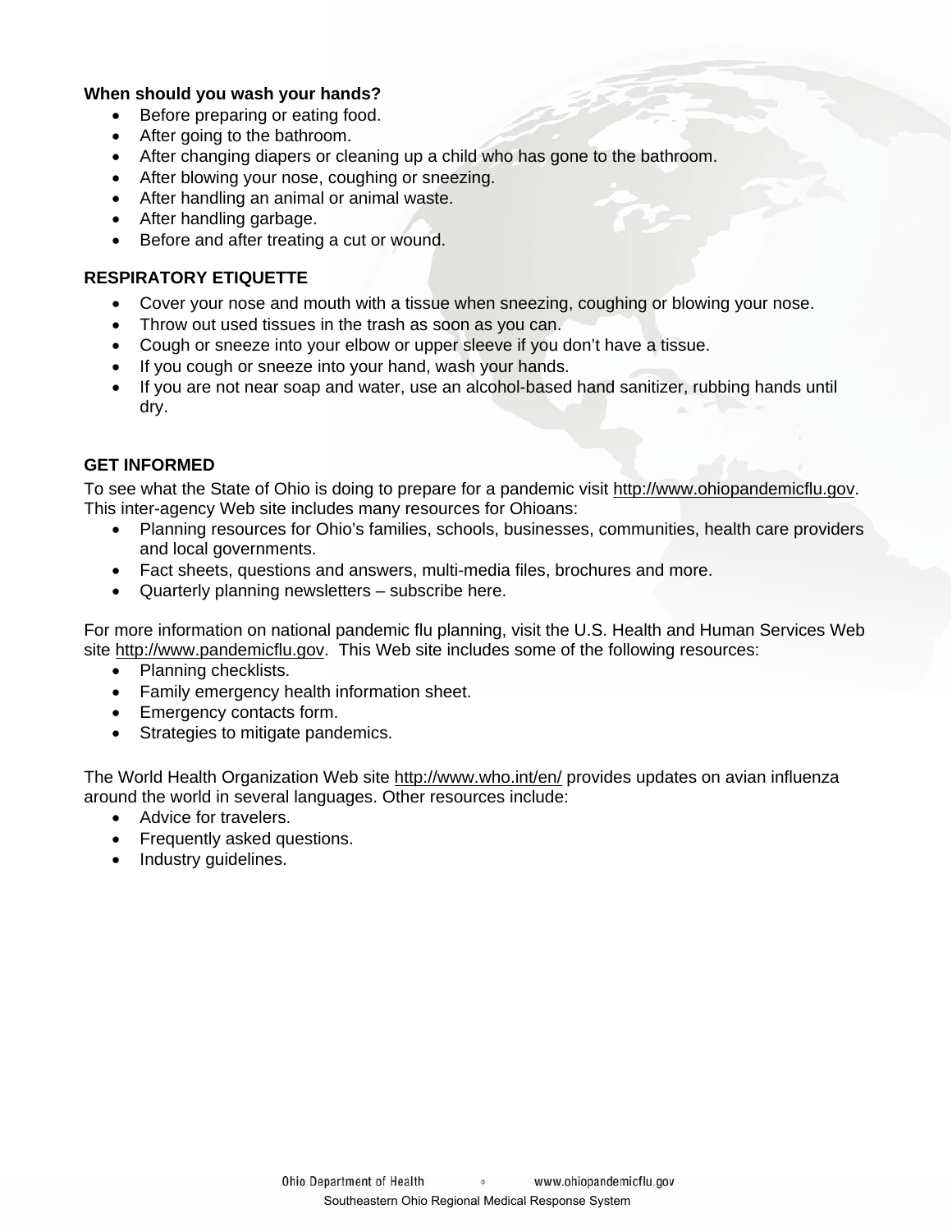**When should you wash your hands?**

- Before preparing or eating food.
- After going to the bathroom.
- After changing diapers or cleaning up a child who has gone to the bathroom.
- After blowing your nose, coughing or sneezing.
- After handling an animal or animal waste.
- After handling garbage.
- Before and after treating a cut or wound.

**RESPIRATORY ETIQUETTE**

- Cover your nose and mouth with a tissue when sneezing, coughing or blowing your nose.
- Throw out used tissues in the trash as soon as you can.
- Cough or sneeze into your elbow or upper sleeve if you don't have a tissue.
- If you cough or sneeze into your hand, wash your hands.
- If you are not near soap and water, use an alcohol-based hand sanitizer, rubbing hands until dry.

**GET INFORMED**

To see what the State of Ohio is doing to prepare for a pandemic visit http://www.ohiopandemicflu.gov. This inter-agency Web site includes many resources for Ohioans:

- Planning resources for Ohio's families, schools, businesses, communities, health care providers and local governments.
- Fact sheets, questions and answers, multi-media files, brochures and more.
- Quarterly planning newsletters – subscribe here.

For more information on national pandemic flu planning, visit the U.S. Health and Human Services Web site http://www.pandemicflu.gov. This Web site includes some of the following resources:

- Planning checklists.
- Family emergency health information sheet.
- Emergency contacts form.
- Strategies to mitigate pandemics.

The World Health Organization Web site http://www.who.int/en/ provides updates on avian influenza around the world in several languages. Other resources include:

- Advice for travelers.
- Frequently asked questions.
- Industry guidelines.